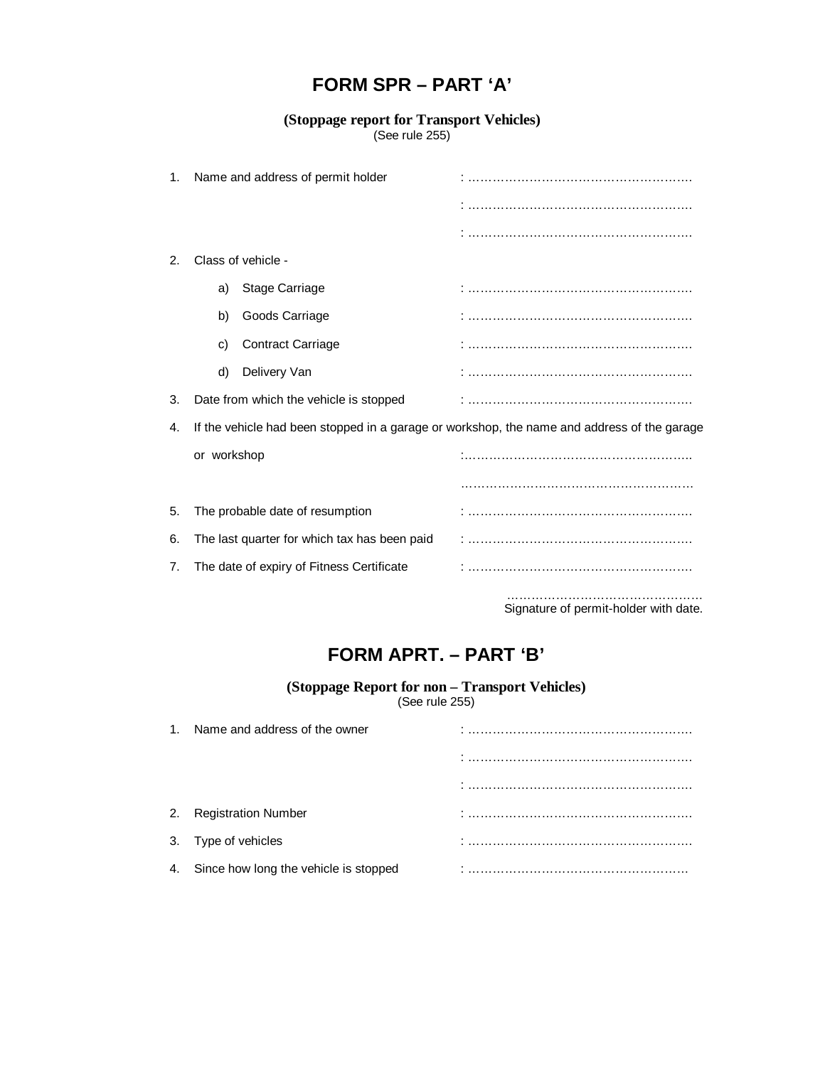# FORM SPR – PART 'A'

**(Stoppage report for Transport Vehicles)**
(See rule 255)

1. Name and address of permit holder : ……………………………………………….
   : ……………………………………………….
   : ……………………………………………….
2. Class of vehicle -
   a) Stage Carriage : ……………………………………………….
   b) Goods Carriage : ……………………………………………….
   c) Contract Carriage : ……………………………………………….
   d) Delivery Van : ……………………………………………….
3. Date from which the vehicle is stopped : ……………………………………………….
4. If the vehicle had been stopped in a garage or workshop, the name and address of the garage or workshop :……………………………………………….
   ……………………………………………….
5. The probable date of resumption : ……………………………………………….
6. The last quarter for which tax has been paid : ……………………………………………….
7. The date of expiry of Fitness Certificate : ……………………………………………….

……………………………………………
Signature of permit-holder with date.

# FORM APRT. – PART 'B'

**(Stoppage Report for non – Transport Vehicles)**
(See rule 255)

1. Name and address of the owner : ……………………………………………….
   : ……………………………………………….
   : ……………………………………………….
2. Registration Number : ……………………………………………….
3. Type of vehicles : ……………………………………………….
4. Since how long the vehicle is stopped : ……………………………………………….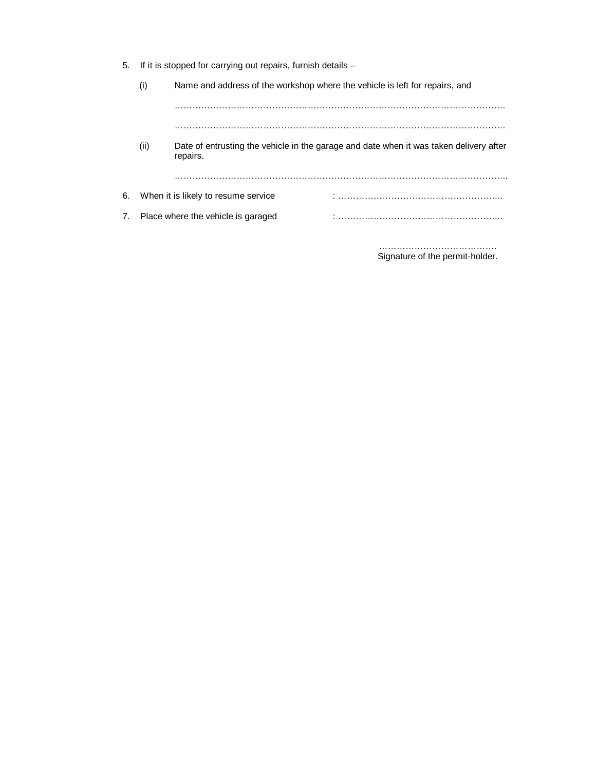5. If it is stopped for carrying out repairs, furnish details –

   (i) Name and address of the workshop where the vehicle is left for repairs, and

   …………………………………………………………………………………………………….

   …………………………………………………………………………………………………….

   (ii) Date of entrusting the vehicle in the garage and date when it was taken delivery after repairs.

   ……………………………………………………………………………………………………..

6. When it is likely to resume service : ………………………………………………..

7. Place where the vehicle is garaged : ………………………………………………..

…………………………………
Signature of the permit-holder.